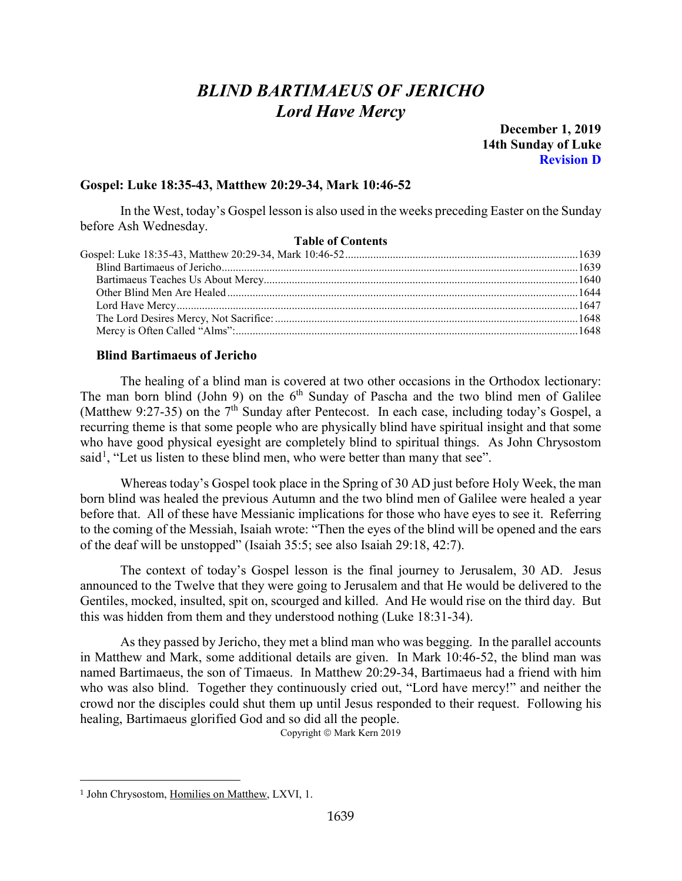# *BLIND BARTIMAEUS OF JERICHO*
## *Lord Have Mercy*

**December 1, 2019**
**14th Sunday of Luke**
**Revision D**

### Gospel: Luke 18:35-43, Matthew 20:29-34, Mark 10:46-52

In the West, today's Gospel lesson is also used in the weeks preceding Easter on the Sunday before Ash Wednesday.

**Table of Contents**

| | |
|---|---|
| Gospel: Luke 18:35-43, Matthew 20:29-34, Mark 10:46-52 | 1639 |
| Blind Bartimaeus of Jericho | 1639 |
| Bartimaeus Teaches Us About Mercy | 1640 |
| Other Blind Men Are Healed | 1644 |
| Lord Have Mercy | 1647 |
| The Lord Desires Mercy, Not Sacrifice: | 1648 |
| Mercy is Often Called "Alms": | 1648 |

#### Blind Bartimaeus of Jericho

The healing of a blind man is covered at two other occasions in the Orthodox lectionary: The man born blind (John 9) on the 6th Sunday of Pascha and the two blind men of Galilee (Matthew 9:27-35) on the 7th Sunday after Pentecost. In each case, including today's Gospel, a recurring theme is that some people who are physically blind have spiritual insight and that some who have good physical eyesight are completely blind to spiritual things. As John Chrysostom said[1], "Let us listen to these blind men, who were better than many that see".

Whereas today's Gospel took place in the Spring of 30 AD just before Holy Week, the man born blind was healed the previous Autumn and the two blind men of Galilee were healed a year before that. All of these have Messianic implications for those who have eyes to see it. Referring to the coming of the Messiah, Isaiah wrote: "Then the eyes of the blind will be opened and the ears of the deaf will be unstopped" (Isaiah 35:5; see also Isaiah 29:18, 42:7).

The context of today's Gospel lesson is the final journey to Jerusalem, 30 AD. Jesus announced to the Twelve that they were going to Jerusalem and that He would be delivered to the Gentiles, mocked, insulted, spit on, scourged and killed. And He would rise on the third day. But this was hidden from them and they understood nothing (Luke 18:31-34).

As they passed by Jericho, they met a blind man who was begging. In the parallel accounts in Matthew and Mark, some additional details are given. In Mark 10:46-52, the blind man was named Bartimaeus, the son of Timaeus. In Matthew 20:29-34, Bartimaeus had a friend with him who was also blind. Together they continuously cried out, "Lord have mercy!" and neither the crowd nor the disciples could shut them up until Jesus responded to their request. Following his healing, Bartimaeus glorified God and so did all the people.

Copyright © Mark Kern 2019

[1] John Chrysostom, Homilies on Matthew, LXVI, 1.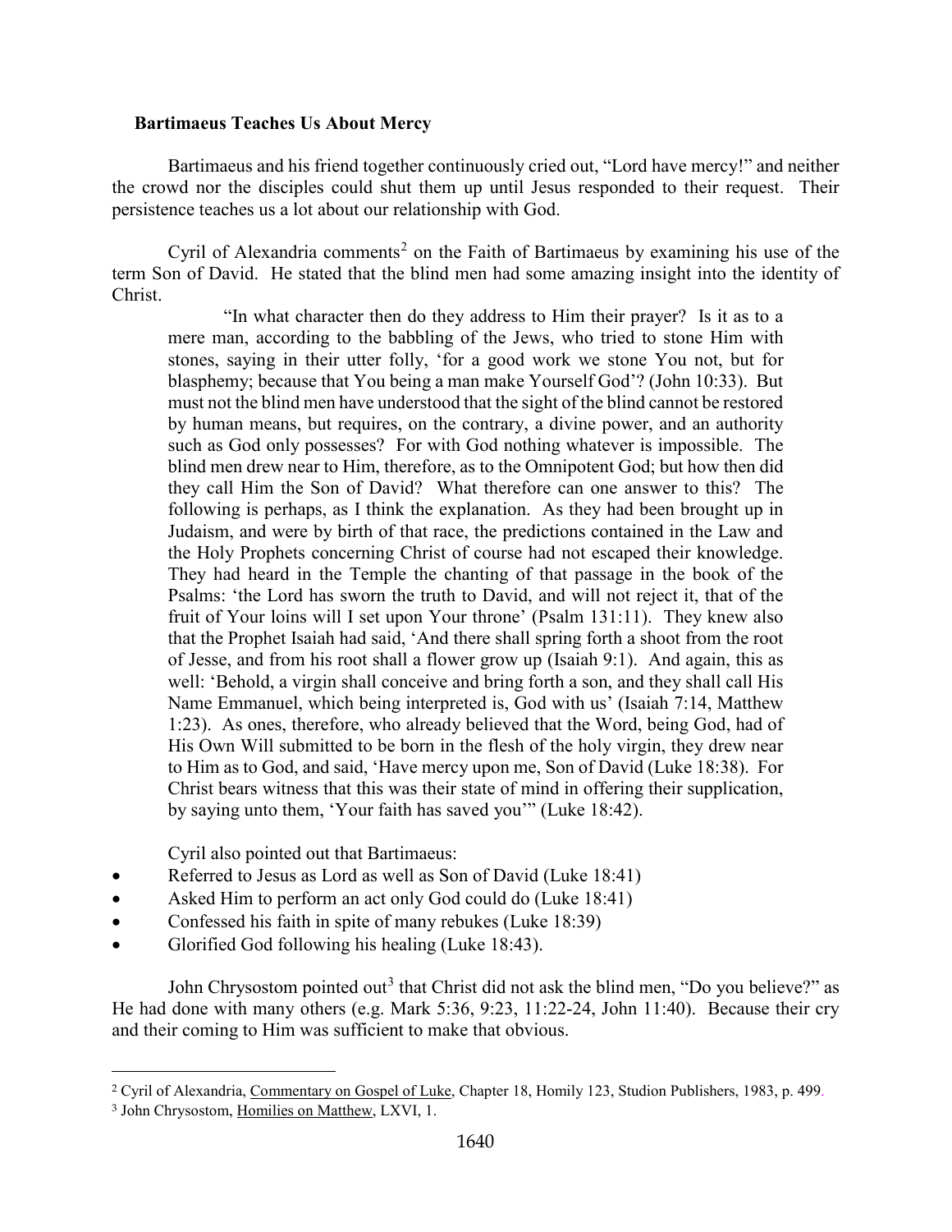### Bartimaeus Teaches Us About Mercy

Bartimaeus and his friend together continuously cried out, "Lord have mercy!" and neither the crowd nor the disciples could shut them up until Jesus responded to their request. Their persistence teaches us a lot about our relationship with God.

Cyril of Alexandria comments[2] on the Faith of Bartimaeus by examining his use of the term Son of David. He stated that the blind men had some amazing insight into the identity of Christ.

> "In what character then do they address to Him their prayer? Is it as to a mere man, according to the babbling of the Jews, who tried to stone Him with stones, saying in their utter folly, 'for a good work we stone You not, but for blasphemy; because that You being a man make Yourself God'? (John 10:33). But must not the blind men have understood that the sight of the blind cannot be restored by human means, but requires, on the contrary, a divine power, and an authority such as God only possesses? For with God nothing whatever is impossible. The blind men drew near to Him, therefore, as to the Omnipotent God; but how then did they call Him the Son of David? What therefore can one answer to this? The following is perhaps, as I think the explanation. As they had been brought up in Judaism, and were by birth of that race, the predictions contained in the Law and the Holy Prophets concerning Christ of course had not escaped their knowledge. They had heard in the Temple the chanting of that passage in the book of the Psalms: 'the Lord has sworn the truth to David, and will not reject it, that of the fruit of Your loins will I set upon Your throne' (Psalm 131:11). They knew also that the Prophet Isaiah had said, 'And there shall spring forth a shoot from the root of Jesse, and from his root shall a flower grow up (Isaiah 9:1). And again, this as well: 'Behold, a virgin shall conceive and bring forth a son, and they shall call His Name Emmanuel, which being interpreted is, God with us' (Isaiah 7:14, Matthew 1:23). As ones, therefore, who already believed that the Word, being God, had of His Own Will submitted to be born in the flesh of the holy virgin, they drew near to Him as to God, and said, 'Have mercy upon me, Son of David (Luke 18:38). For Christ bears witness that this was their state of mind in offering their supplication, by saying unto them, 'Your faith has saved you'" (Luke 18:42).

Cyril also pointed out that Bartimaeus:

- Referred to Jesus as Lord as well as Son of David (Luke 18:41)
- Asked Him to perform an act only God could do (Luke 18:41)
- Confessed his faith in spite of many rebukes (Luke 18:39)
- Glorified God following his healing (Luke 18:43).

John Chrysostom pointed out[3] that Christ did not ask the blind men, "Do you believe?" as He had done with many others (e.g. Mark 5:36, 9:23, 11:22-24, John 11:40). Because their cry and their coming to Him was sufficient to make that obvious.

---

[2] Cyril of Alexandria, Commentary on Gospel of Luke, Chapter 18, Homily 123, Studion Publishers, 1983, p. 499.

[3] John Chrysostom, Homilies on Matthew, LXVI, 1.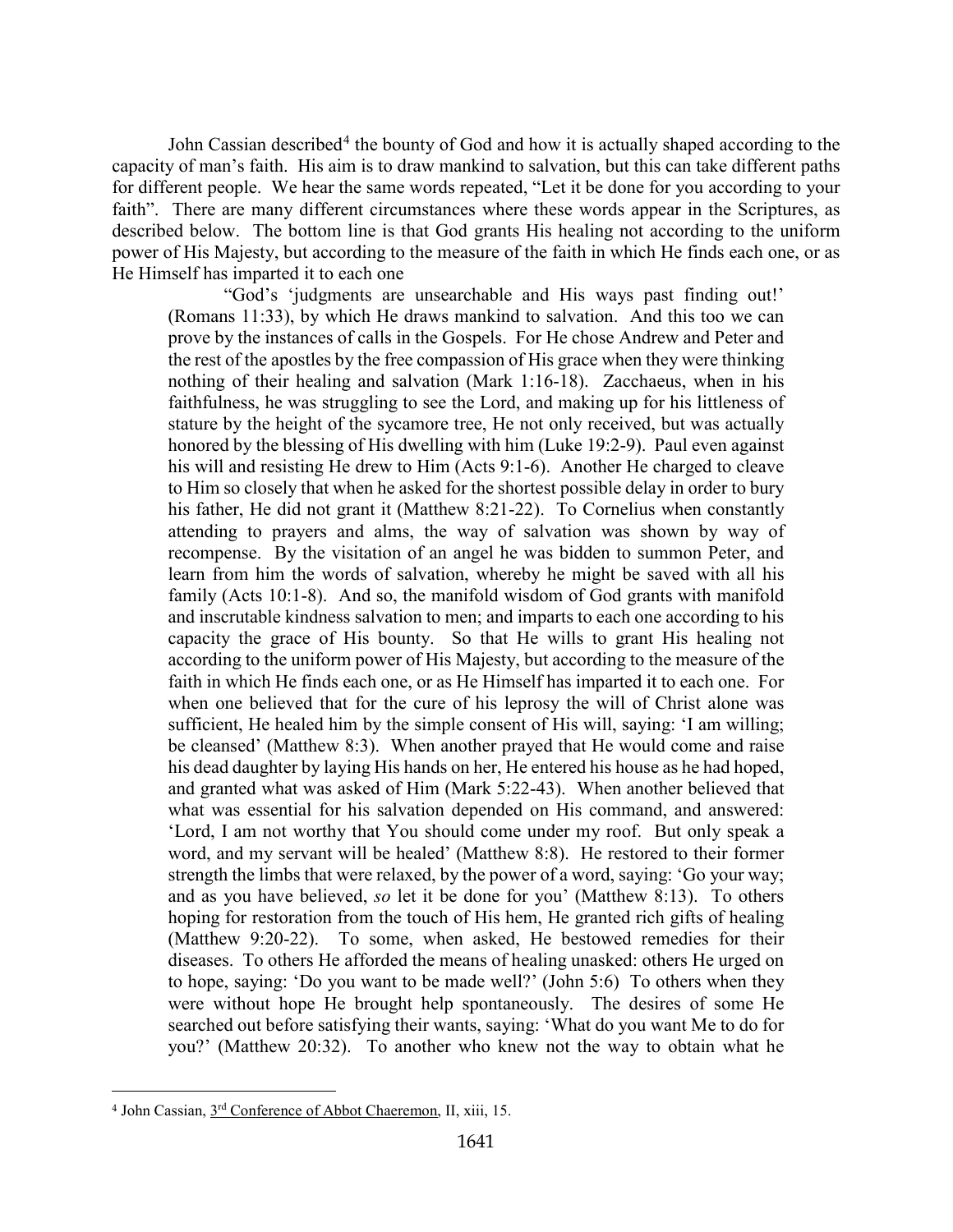John Cassian described[4] the bounty of God and how it is actually shaped according to the capacity of man's faith. His aim is to draw mankind to salvation, but this can take different paths for different people. We hear the same words repeated, "Let it be done for you according to your faith". There are many different circumstances where these words appear in the Scriptures, as described below. The bottom line is that God grants His healing not according to the uniform power of His Majesty, but according to the measure of the faith in which He finds each one, or as He Himself has imparted it to each one

> "God's 'judgments are unsearchable and His ways past finding out!' (Romans 11:33), by which He draws mankind to salvation. And this too we can prove by the instances of calls in the Gospels. For He chose Andrew and Peter and the rest of the apostles by the free compassion of His grace when they were thinking nothing of their healing and salvation (Mark 1:16-18). Zacchaeus, when in his faithfulness, he was struggling to see the Lord, and making up for his littleness of stature by the height of the sycamore tree, He not only received, but was actually honored by the blessing of His dwelling with him (Luke 19:2-9). Paul even against his will and resisting He drew to Him (Acts 9:1-6). Another He charged to cleave to Him so closely that when he asked for the shortest possible delay in order to bury his father, He did not grant it (Matthew 8:21-22). To Cornelius when constantly attending to prayers and alms, the way of salvation was shown by way of recompense. By the visitation of an angel he was bidden to summon Peter, and learn from him the words of salvation, whereby he might be saved with all his family (Acts 10:1-8). And so, the manifold wisdom of God grants with manifold and inscrutable kindness salvation to men; and imparts to each one according to his capacity the grace of His bounty. So that He wills to grant His healing not according to the uniform power of His Majesty, but according to the measure of the faith in which He finds each one, or as He Himself has imparted it to each one. For when one believed that for the cure of his leprosy the will of Christ alone was sufficient, He healed him by the simple consent of His will, saying: 'I am willing; be cleansed' (Matthew 8:3). When another prayed that He would come and raise his dead daughter by laying His hands on her, He entered his house as he had hoped, and granted what was asked of Him (Mark 5:22-43). When another believed that what was essential for his salvation depended on His command, and answered: 'Lord, I am not worthy that You should come under my roof. But only speak a word, and my servant will be healed' (Matthew 8:8). He restored to their former strength the limbs that were relaxed, by the power of a word, saying: 'Go your way; and as you have believed, *so* let it be done for you' (Matthew 8:13). To others hoping for restoration from the touch of His hem, He granted rich gifts of healing (Matthew 9:20-22). To some, when asked, He bestowed remedies for their diseases. To others He afforded the means of healing unasked: others He urged on to hope, saying: 'Do you want to be made well?' (John 5:6) To others when they were without hope He brought help spontaneously. The desires of some He searched out before satisfying their wants, saying: 'What do you want Me to do for you?' (Matthew 20:32). To another who knew not the way to obtain what he

---

[4] John Cassian, 3rd Conference of Abbot Chaeremon, II, xiii, 15.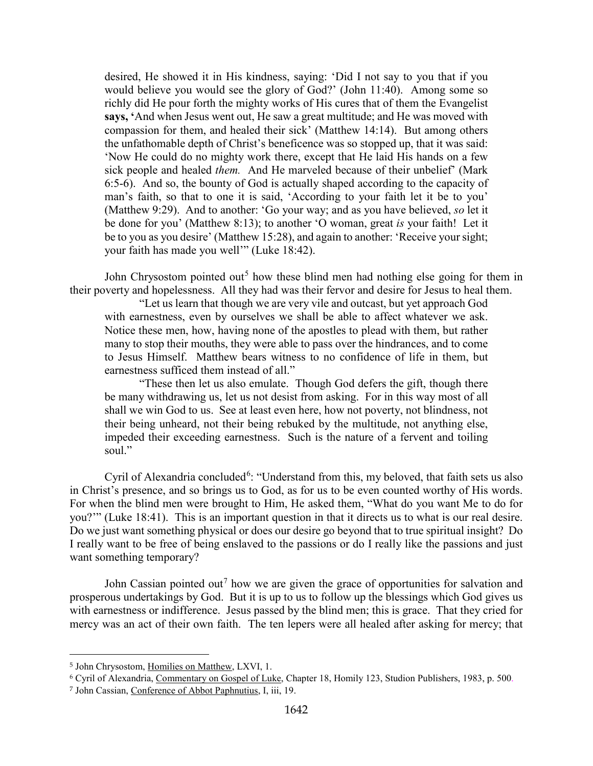> desired, He showed it in His kindness, saying: 'Did I not say to you that if you would believe you would see the glory of God?' (John 11:40). Among some so richly did He pour forth the mighty works of His cures that of them the Evangelist **says, '**And when Jesus went out, He saw a great multitude; and He was moved with compassion for them, and healed their sick' (Matthew 14:14). But among others the unfathomable depth of Christ's beneficence was so stopped up, that it was said: 'Now He could do no mighty work there, except that He laid His hands on a few sick people and healed *them.* And He marveled because of their unbelief' (Mark 6:5-6). And so, the bounty of God is actually shaped according to the capacity of man's faith, so that to one it is said, 'According to your faith let it be to you' (Matthew 9:29). And to another: 'Go your way; and as you have believed, *so* let it be done for you' (Matthew 8:13); to another 'O woman, great *is* your faith! Let it be to you as you desire' (Matthew 15:28), and again to another: 'Receive your sight; your faith has made you well'" (Luke 18:42).

John Chrysostom pointed out[5] how these blind men had nothing else going for them in their poverty and hopelessness. All they had was their fervor and desire for Jesus to heal them.

> "Let us learn that though we are very vile and outcast, but yet approach God with earnestness, even by ourselves we shall be able to affect whatever we ask. Notice these men, how, having none of the apostles to plead with them, but rather many to stop their mouths, they were able to pass over the hindrances, and to come to Jesus Himself. Matthew bears witness to no confidence of life in them, but earnestness sufficed them instead of all."
>
> "These then let us also emulate. Though God defers the gift, though there be many withdrawing us, let us not desist from asking. For in this way most of all shall we win God to us. See at least even here, how not poverty, not blindness, not their being unheard, not their being rebuked by the multitude, not anything else, impeded their exceeding earnestness. Such is the nature of a fervent and toiling soul."

Cyril of Alexandria concluded[6]: "Understand from this, my beloved, that faith sets us also in Christ's presence, and so brings us to God, as for us to be even counted worthy of His words. For when the blind men were brought to Him, He asked them, "What do you want Me to do for you?'" (Luke 18:41). This is an important question in that it directs us to what is our real desire. Do we just want something physical or does our desire go beyond that to true spiritual insight? Do I really want to be free of being enslaved to the passions or do I really like the passions and just want something temporary?

John Cassian pointed out[7] how we are given the grace of opportunities for salvation and prosperous undertakings by God. But it is up to us to follow up the blessings which God gives us with earnestness or indifference. Jesus passed by the blind men; this is grace. That they cried for mercy was an act of their own faith. The ten lepers were all healed after asking for mercy; that

---

[5] John Chrysostom, Homilies on Matthew, LXVI, 1.

[6] Cyril of Alexandria, Commentary on Gospel of Luke, Chapter 18, Homily 123, Studion Publishers, 1983, p. 500.

[7] John Cassian, Conference of Abbot Paphnutius, I, iii, 19.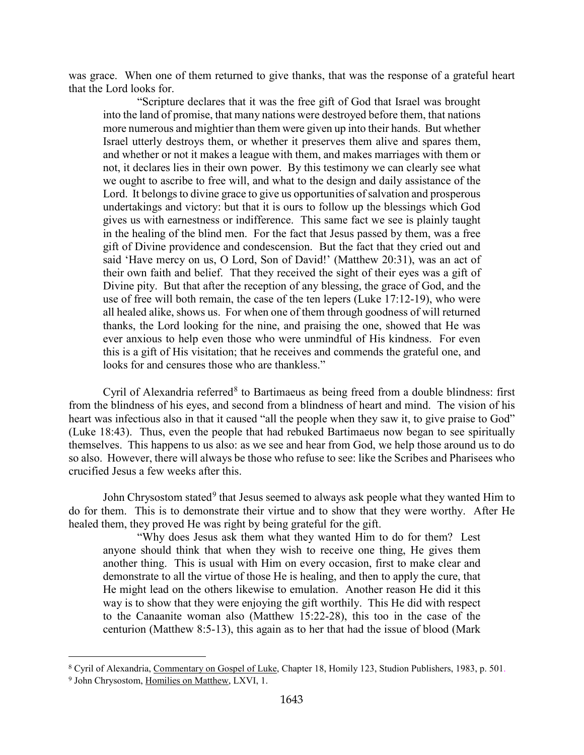was grace. When one of them returned to give thanks, that was the response of a grateful heart that the Lord looks for.

> "Scripture declares that it was the free gift of God that Israel was brought into the land of promise, that many nations were destroyed before them, that nations more numerous and mightier than them were given up into their hands. But whether Israel utterly destroys them, or whether it preserves them alive and spares them, and whether or not it makes a league with them, and makes marriages with them or not, it declares lies in their own power. By this testimony we can clearly see what we ought to ascribe to free will, and what to the design and daily assistance of the Lord. It belongs to divine grace to give us opportunities of salvation and prosperous undertakings and victory: but that it is ours to follow up the blessings which God gives us with earnestness or indifference. This same fact we see is plainly taught in the healing of the blind men. For the fact that Jesus passed by them, was a free gift of Divine providence and condescension. But the fact that they cried out and said 'Have mercy on us, O Lord, Son of David!' (Matthew 20:31), was an act of their own faith and belief. That they received the sight of their eyes was a gift of Divine pity. But that after the reception of any blessing, the grace of God, and the use of free will both remain, the case of the ten lepers (Luke 17:12-19), who were all healed alike, shows us. For when one of them through goodness of will returned thanks, the Lord looking for the nine, and praising the one, showed that He was ever anxious to help even those who were unmindful of His kindness. For even this is a gift of His visitation; that he receives and commends the grateful one, and looks for and censures those who are thankless."

Cyril of Alexandria referred[8] to Bartimaeus as being freed from a double blindness: first from the blindness of his eyes, and second from a blindness of heart and mind. The vision of his heart was infectious also in that it caused "all the people when they saw it, to give praise to God" (Luke 18:43). Thus, even the people that had rebuked Bartimaeus now began to see spiritually themselves. This happens to us also: as we see and hear from God, we help those around us to do so also. However, there will always be those who refuse to see: like the Scribes and Pharisees who crucified Jesus a few weeks after this.

John Chrysostom stated[9] that Jesus seemed to always ask people what they wanted Him to do for them. This is to demonstrate their virtue and to show that they were worthy. After He healed them, they proved He was right by being grateful for the gift.

> "Why does Jesus ask them what they wanted Him to do for them? Lest anyone should think that when they wish to receive one thing, He gives them another thing. This is usual with Him on every occasion, first to make clear and demonstrate to all the virtue of those He is healing, and then to apply the cure, that He might lead on the others likewise to emulation. Another reason He did it this way is to show that they were enjoying the gift worthily. This He did with respect to the Canaanite woman also (Matthew 15:22-28), this too in the case of the centurion (Matthew 8:5-13), this again as to her that had the issue of blood (Mark

---

[8] Cyril of Alexandria, Commentary on Gospel of Luke, Chapter 18, Homily 123, Studion Publishers, 1983, p. 501.

[9] John Chrysostom, Homilies on Matthew, LXVI, 1.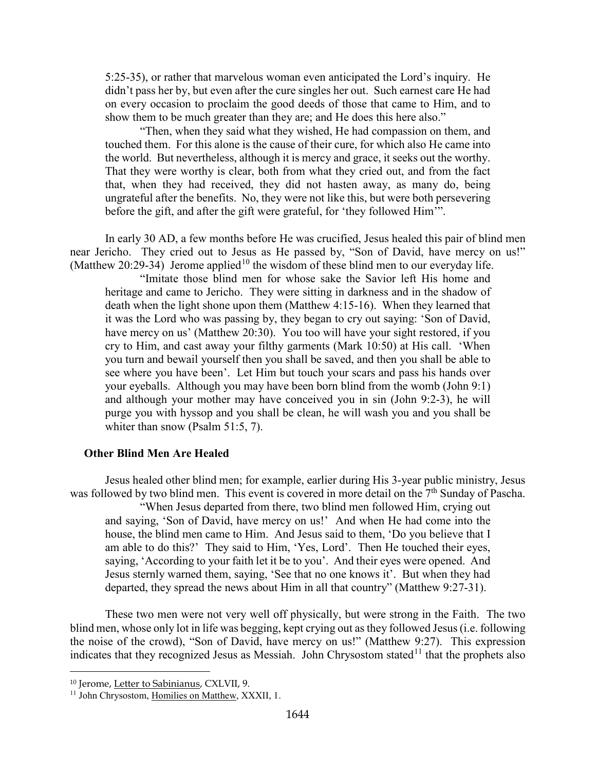> 5:25-35), or rather that marvelous woman even anticipated the Lord's inquiry. He didn't pass her by, but even after the cure singles her out. Such earnest care He had on every occasion to proclaim the good deeds of those that came to Him, and to show them to be much greater than they are; and He does this here also."
>
> "Then, when they said what they wished, He had compassion on them, and touched them. For this alone is the cause of their cure, for which also He came into the world. But nevertheless, although it is mercy and grace, it seeks out the worthy. That they were worthy is clear, both from what they cried out, and from the fact that, when they had received, they did not hasten away, as many do, being ungrateful after the benefits. No, they were not like this, but were both persevering before the gift, and after the gift were grateful, for 'they followed Him'".

In early 30 AD, a few months before He was crucified, Jesus healed this pair of blind men near Jericho. They cried out to Jesus as He passed by, "Son of David, have mercy on us!" (Matthew 20:29-34) Jerome applied[10] the wisdom of these blind men to our everyday life.

> "Imitate those blind men for whose sake the Savior left His home and heritage and came to Jericho. They were sitting in darkness and in the shadow of death when the light shone upon them (Matthew 4:15-16). When they learned that it was the Lord who was passing by, they began to cry out saying: 'Son of David, have mercy on us' (Matthew 20:30). You too will have your sight restored, if you cry to Him, and cast away your filthy garments (Mark 10:50) at His call. 'When you turn and bewail yourself then you shall be saved, and then you shall be able to see where you have been'. Let Him but touch your scars and pass his hands over your eyeballs. Although you may have been born blind from the womb (John 9:1) and although your mother may have conceived you in sin (John 9:2-3), he will purge you with hyssop and you shall be clean, he will wash you and you shall be whiter than snow (Psalm 51:5, 7).

### Other Blind Men Are Healed

Jesus healed other blind men; for example, earlier during His 3-year public ministry, Jesus was followed by two blind men. This event is covered in more detail on the 7th Sunday of Pascha.

> "When Jesus departed from there, two blind men followed Him, crying out and saying, 'Son of David, have mercy on us!' And when He had come into the house, the blind men came to Him. And Jesus said to them, 'Do you believe that I am able to do this?' They said to Him, 'Yes, Lord'. Then He touched their eyes, saying, 'According to your faith let it be to you'. And their eyes were opened. And Jesus sternly warned them, saying, 'See that no one knows it'. But when they had departed, they spread the news about Him in all that country" (Matthew 9:27-31).

These two men were not very well off physically, but were strong in the Faith. The two blind men, whose only lot in life was begging, kept crying out as they followed Jesus (i.e. following the noise of the crowd), "Son of David, have mercy on us!" (Matthew 9:27). This expression indicates that they recognized Jesus as Messiah. John Chrysostom stated[11] that the prophets also

---

[10] Jerome, Letter to Sabinianus, CXLVII, 9.

[11] John Chrysostom, Homilies on Matthew, XXXII, 1.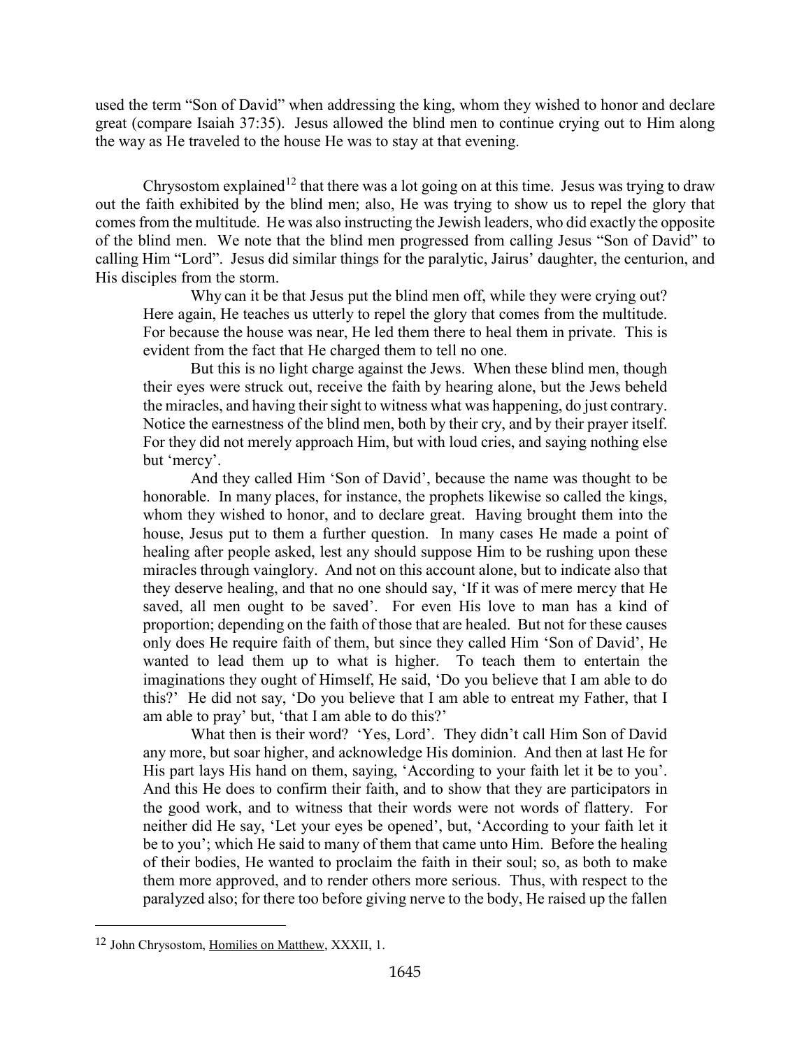used the term "Son of David" when addressing the king, whom they wished to honor and declare great (compare Isaiah 37:35). Jesus allowed the blind men to continue crying out to Him along the way as He traveled to the house He was to stay at that evening.

Chrysostom explained[12] that there was a lot going on at this time. Jesus was trying to draw out the faith exhibited by the blind men; also, He was trying to show us to repel the glory that comes from the multitude. He was also instructing the Jewish leaders, who did exactly the opposite of the blind men. We note that the blind men progressed from calling Jesus "Son of David" to calling Him "Lord". Jesus did similar things for the paralytic, Jairus' daughter, the centurion, and His disciples from the storm.

> Why can it be that Jesus put the blind men off, while they were crying out? Here again, He teaches us utterly to repel the glory that comes from the multitude. For because the house was near, He led them there to heal them in private. This is evident from the fact that He charged them to tell no one.
>
> But this is no light charge against the Jews. When these blind men, though their eyes were struck out, receive the faith by hearing alone, but the Jews beheld the miracles, and having their sight to witness what was happening, do just contrary. Notice the earnestness of the blind men, both by their cry, and by their prayer itself. For they did not merely approach Him, but with loud cries, and saying nothing else but 'mercy'.
>
> And they called Him 'Son of David', because the name was thought to be honorable. In many places, for instance, the prophets likewise so called the kings, whom they wished to honor, and to declare great. Having brought them into the house, Jesus put to them a further question. In many cases He made a point of healing after people asked, lest any should suppose Him to be rushing upon these miracles through vainglory. And not on this account alone, but to indicate also that they deserve healing, and that no one should say, 'If it was of mere mercy that He saved, all men ought to be saved'. For even His love to man has a kind of proportion; depending on the faith of those that are healed. But not for these causes only does He require faith of them, but since they called Him 'Son of David', He wanted to lead them up to what is higher. To teach them to entertain the imaginations they ought of Himself, He said, 'Do you believe that I am able to do this?' He did not say, 'Do you believe that I am able to entreat my Father, that I am able to pray' but, 'that I am able to do this?'
>
> What then is their word? 'Yes, Lord'. They didn't call Him Son of David any more, but soar higher, and acknowledge His dominion. And then at last He for His part lays His hand on them, saying, 'According to your faith let it be to you'. And this He does to confirm their faith, and to show that they are participators in the good work, and to witness that their words were not words of flattery. For neither did He say, 'Let your eyes be opened', but, 'According to your faith let it be to you'; which He said to many of them that came unto Him. Before the healing of their bodies, He wanted to proclaim the faith in their soul; so, as both to make them more approved, and to render others more serious. Thus, with respect to the paralyzed also; for there too before giving nerve to the body, He raised up the fallen

[12] John Chrysostom, Homilies on Matthew, XXXII, 1.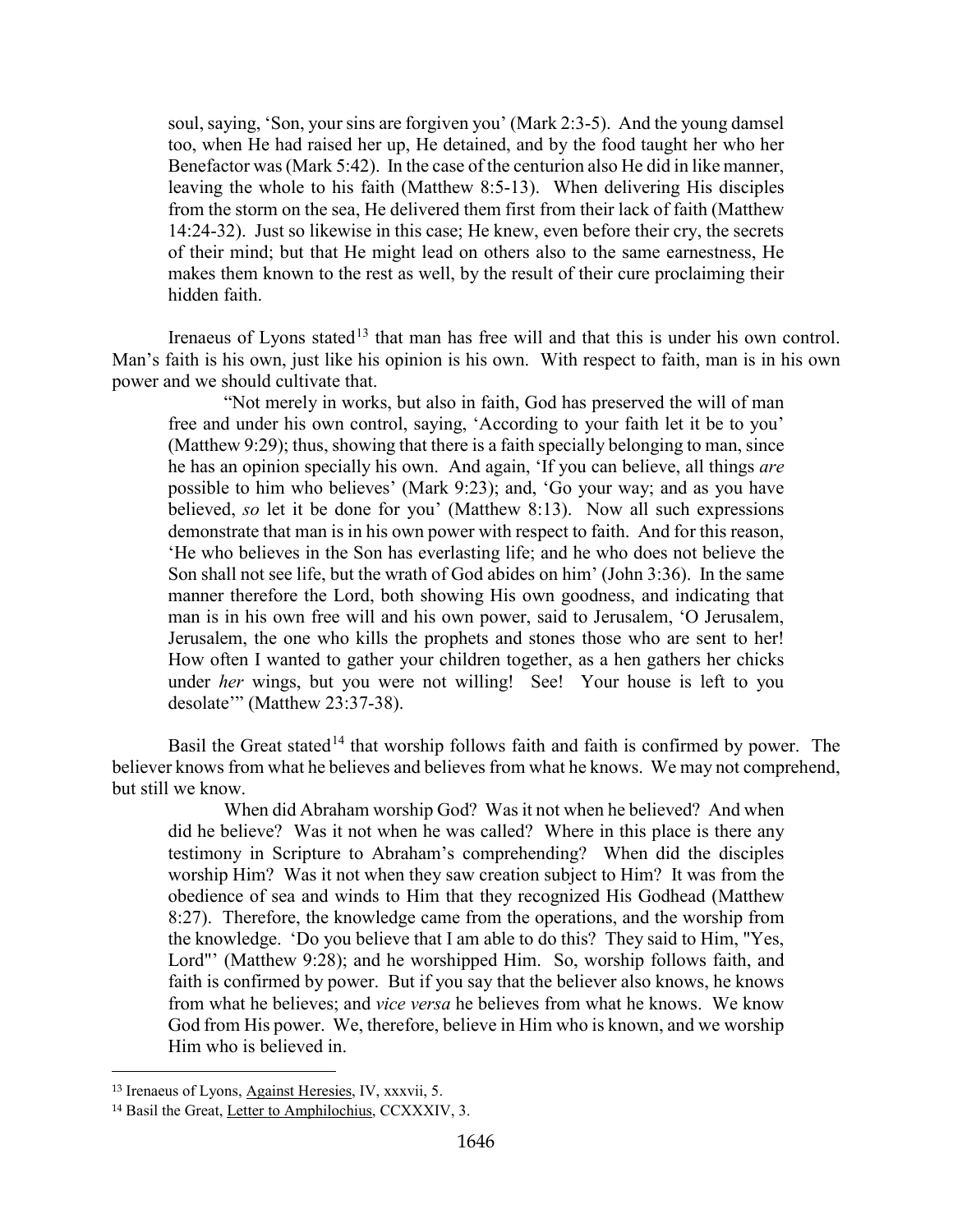soul, saying, 'Son, your sins are forgiven you' (Mark 2:3-5). And the young damsel too, when He had raised her up, He detained, and by the food taught her who her Benefactor was (Mark 5:42). In the case of the centurion also He did in like manner, leaving the whole to his faith (Matthew 8:5-13). When delivering His disciples from the storm on the sea, He delivered them first from their lack of faith (Matthew 14:24-32). Just so likewise in this case; He knew, even before their cry, the secrets of their mind; but that He might lead on others also to the same earnestness, He makes them known to the rest as well, by the result of their cure proclaiming their hidden faith.

Irenaeus of Lyons stated[13] that man has free will and that this is under his own control. Man's faith is his own, just like his opinion is his own. With respect to faith, man is in his own power and we should cultivate that.

> "Not merely in works, but also in faith, God has preserved the will of man free and under his own control, saying, 'According to your faith let it be to you' (Matthew 9:29); thus, showing that there is a faith specially belonging to man, since he has an opinion specially his own. And again, 'If you can believe, all things *are* possible to him who believes' (Mark 9:23); and, 'Go your way; and as you have believed, *so* let it be done for you' (Matthew 8:13). Now all such expressions demonstrate that man is in his own power with respect to faith. And for this reason, 'He who believes in the Son has everlasting life; and he who does not believe the Son shall not see life, but the wrath of God abides on him' (John 3:36). In the same manner therefore the Lord, both showing His own goodness, and indicating that man is in his own free will and his own power, said to Jerusalem, 'O Jerusalem, Jerusalem, the one who kills the prophets and stones those who are sent to her! How often I wanted to gather your children together, as a hen gathers her chicks under *her* wings, but you were not willing! See! Your house is left to you desolate'" (Matthew 23:37-38).

Basil the Great stated[14] that worship follows faith and faith is confirmed by power. The believer knows from what he believes and believes from what he knows. We may not comprehend, but still we know.

> When did Abraham worship God? Was it not when he believed? And when did he believe? Was it not when he was called? Where in this place is there any testimony in Scripture to Abraham's comprehending? When did the disciples worship Him? Was it not when they saw creation subject to Him? It was from the obedience of sea and winds to Him that they recognized His Godhead (Matthew 8:27). Therefore, the knowledge came from the operations, and the worship from the knowledge. 'Do you believe that I am able to do this? They said to Him, "Yes, Lord"' (Matthew 9:28); and he worshipped Him. So, worship follows faith, and faith is confirmed by power. But if you say that the believer also knows, he knows from what he believes; and *vice versa* he believes from what he knows. We know God from His power. We, therefore, believe in Him who is known, and we worship Him who is believed in.

---

[13] Irenaeus of Lyons, Against Heresies, IV, xxxvii, 5.

[14] Basil the Great, Letter to Amphilochius, CCXXXIV, 3.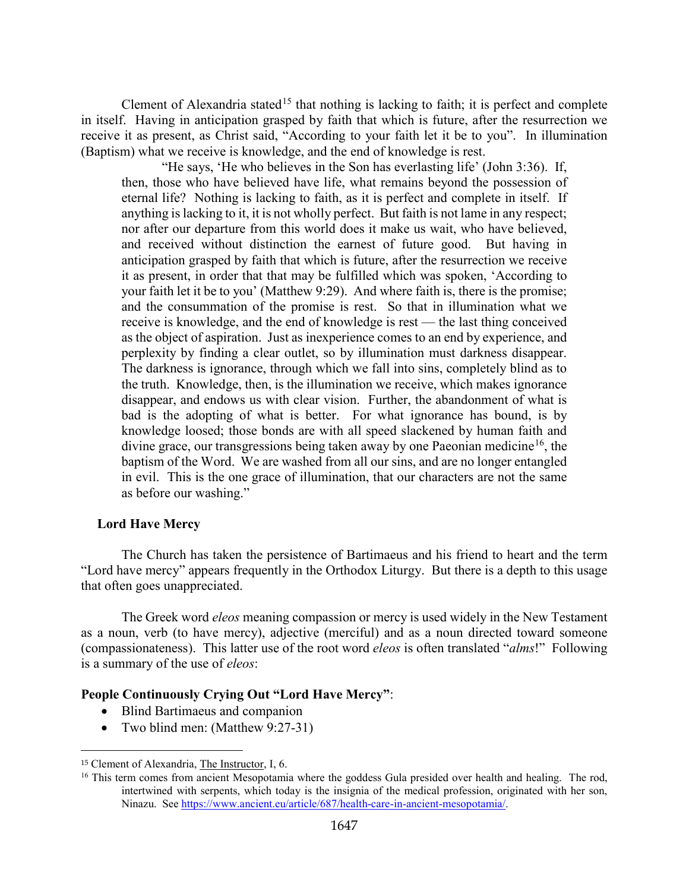Clement of Alexandria stated[15] that nothing is lacking to faith; it is perfect and complete in itself. Having in anticipation grasped by faith that which is future, after the resurrection we receive it as present, as Christ said, "According to your faith let it be to you". In illumination (Baptism) what we receive is knowledge, and the end of knowledge is rest.

> "He says, 'He who believes in the Son has everlasting life' (John 3:36). If, then, those who have believed have life, what remains beyond the possession of eternal life? Nothing is lacking to faith, as it is perfect and complete in itself. If anything is lacking to it, it is not wholly perfect. But faith is not lame in any respect; nor after our departure from this world does it make us wait, who have believed, and received without distinction the earnest of future good. But having in anticipation grasped by faith that which is future, after the resurrection we receive it as present, in order that that may be fulfilled which was spoken, 'According to your faith let it be to you' (Matthew 9:29). And where faith is, there is the promise; and the consummation of the promise is rest. So that in illumination what we receive is knowledge, and the end of knowledge is rest — the last thing conceived as the object of aspiration. Just as inexperience comes to an end by experience, and perplexity by finding a clear outlet, so by illumination must darkness disappear. The darkness is ignorance, through which we fall into sins, completely blind as to the truth. Knowledge, then, is the illumination we receive, which makes ignorance disappear, and endows us with clear vision. Further, the abandonment of what is bad is the adopting of what is better. For what ignorance has bound, is by knowledge loosed; those bonds are with all speed slackened by human faith and divine grace, our transgressions being taken away by one Paeonian medicine[16], the baptism of the Word. We are washed from all our sins, and are no longer entangled in evil. This is the one grace of illumination, that our characters are not the same as before our washing."

### Lord Have Mercy

The Church has taken the persistence of Bartimaeus and his friend to heart and the term "Lord have mercy" appears frequently in the Orthodox Liturgy. But there is a depth to this usage that often goes unappreciated.

The Greek word *eleos* meaning compassion or mercy is used widely in the New Testament as a noun, verb (to have mercy), adjective (merciful) and as a noun directed toward someone (compassionateness). This latter use of the root word *eleos* is often translated "*alms*!" Following is a summary of the use of *eleos*:

**People Continuously Crying Out "Lord Have Mercy"**:

- Blind Bartimaeus and companion
- Two blind men: (Matthew 9:27-31)

---

[15] Clement of Alexandria, The Instructor, I, 6.

[16] This term comes from ancient Mesopotamia where the goddess Gula presided over health and healing. The rod, intertwined with serpents, which today is the insignia of the medical profession, originated with her son, Ninazu. See https://www.ancient.eu/article/687/health-care-in-ancient-mesopotamia/.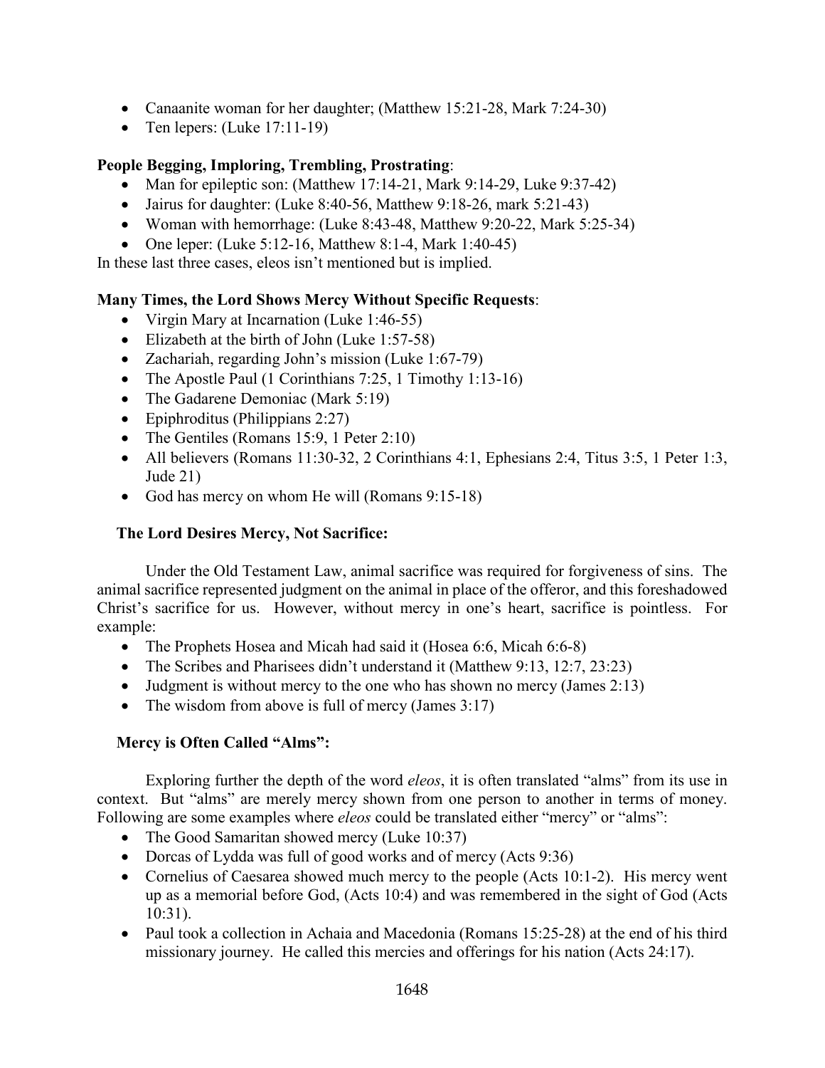- Canaanite woman for her daughter; (Matthew 15:21-28, Mark 7:24-30)
- Ten lepers: (Luke 17:11-19)

**People Begging, Imploring, Trembling, Prostrating**:

- Man for epileptic son: (Matthew 17:14-21, Mark 9:14-29, Luke 9:37-42)
- Jairus for daughter: (Luke 8:40-56, Matthew 9:18-26, mark 5:21-43)
- Woman with hemorrhage: (Luke 8:43-48, Matthew 9:20-22, Mark 5:25-34)
- One leper: (Luke 5:12-16, Matthew 8:1-4, Mark 1:40-45)

In these last three cases, eleos isn't mentioned but is implied.

**Many Times, the Lord Shows Mercy Without Specific Requests**:

- Virgin Mary at Incarnation (Luke 1:46-55)
- Elizabeth at the birth of John (Luke 1:57-58)
- Zachariah, regarding John's mission (Luke 1:67-79)
- The Apostle Paul (1 Corinthians 7:25, 1 Timothy 1:13-16)
- The Gadarene Demoniac (Mark 5:19)
- Epiphroditus (Philippians 2:27)
- The Gentiles (Romans 15:9, 1 Peter 2:10)
- All believers (Romans 11:30-32, 2 Corinthians 4:1, Ephesians 2:4, Titus 3:5, 1 Peter 1:3, Jude 21)
- God has mercy on whom He will (Romans 9:15-18)

**The Lord Desires Mercy, Not Sacrifice:**

Under the Old Testament Law, animal sacrifice was required for forgiveness of sins. The animal sacrifice represented judgment on the animal in place of the offeror, and this foreshadowed Christ's sacrifice for us. However, without mercy in one's heart, sacrifice is pointless. For example:

- The Prophets Hosea and Micah had said it (Hosea 6:6, Micah 6:6-8)
- The Scribes and Pharisees didn't understand it (Matthew 9:13, 12:7, 23:23)
- Judgment is without mercy to the one who has shown no mercy (James 2:13)
- The wisdom from above is full of mercy (James 3:17)

**Mercy is Often Called "Alms":**

Exploring further the depth of the word *eleos*, it is often translated "alms" from its use in context. But "alms" are merely mercy shown from one person to another in terms of money. Following are some examples where *eleos* could be translated either "mercy" or "alms":

- The Good Samaritan showed mercy (Luke 10:37)
- Dorcas of Lydda was full of good works and of mercy (Acts 9:36)
- Cornelius of Caesarea showed much mercy to the people (Acts 10:1-2). His mercy went up as a memorial before God, (Acts 10:4) and was remembered in the sight of God (Acts 10:31).
- Paul took a collection in Achaia and Macedonia (Romans 15:25-28) at the end of his third missionary journey. He called this mercies and offerings for his nation (Acts 24:17).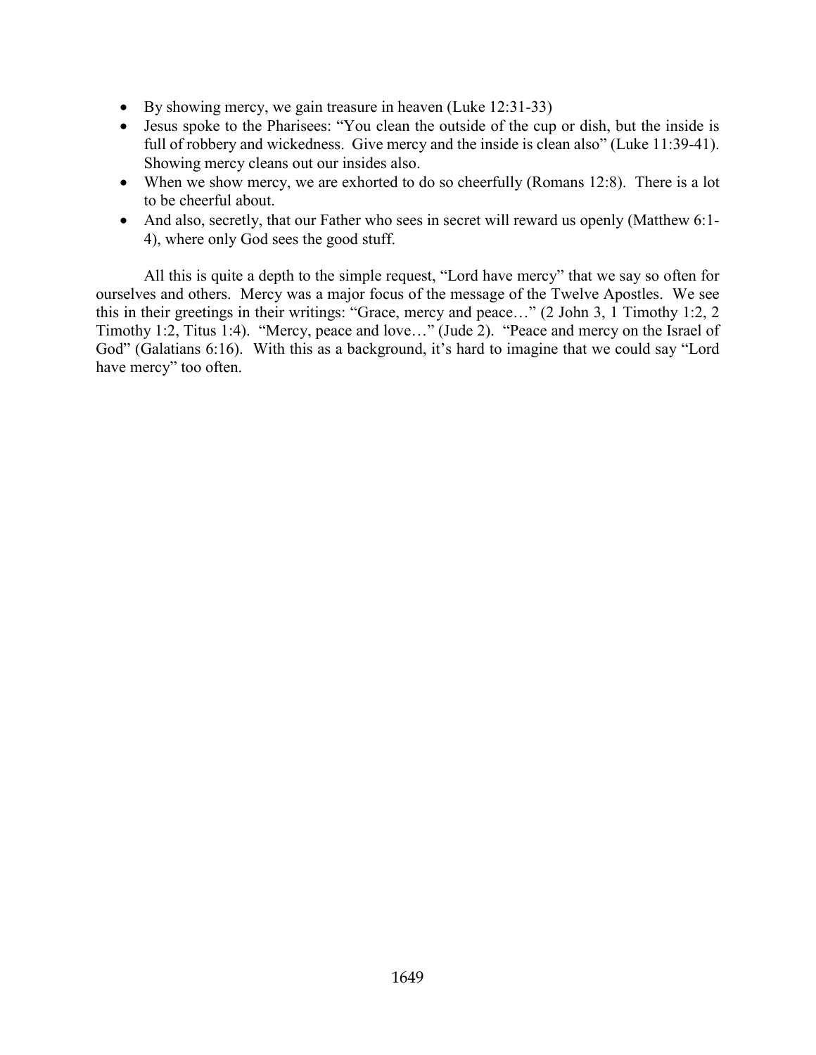- By showing mercy, we gain treasure in heaven (Luke 12:31-33)
- Jesus spoke to the Pharisees: "You clean the outside of the cup or dish, but the inside is full of robbery and wickedness. Give mercy and the inside is clean also" (Luke 11:39-41). Showing mercy cleans out our insides also.
- When we show mercy, we are exhorted to do so cheerfully (Romans 12:8). There is a lot to be cheerful about.
- And also, secretly, that our Father who sees in secret will reward us openly (Matthew 6:1-4), where only God sees the good stuff.

All this is quite a depth to the simple request, "Lord have mercy" that we say so often for ourselves and others. Mercy was a major focus of the message of the Twelve Apostles. We see this in their greetings in their writings: "Grace, mercy and peace…" (2 John 3, 1 Timothy 1:2, 2 Timothy 1:2, Titus 1:4). "Mercy, peace and love…" (Jude 2). "Peace and mercy on the Israel of God" (Galatians 6:16). With this as a background, it's hard to imagine that we could say "Lord have mercy" too often.